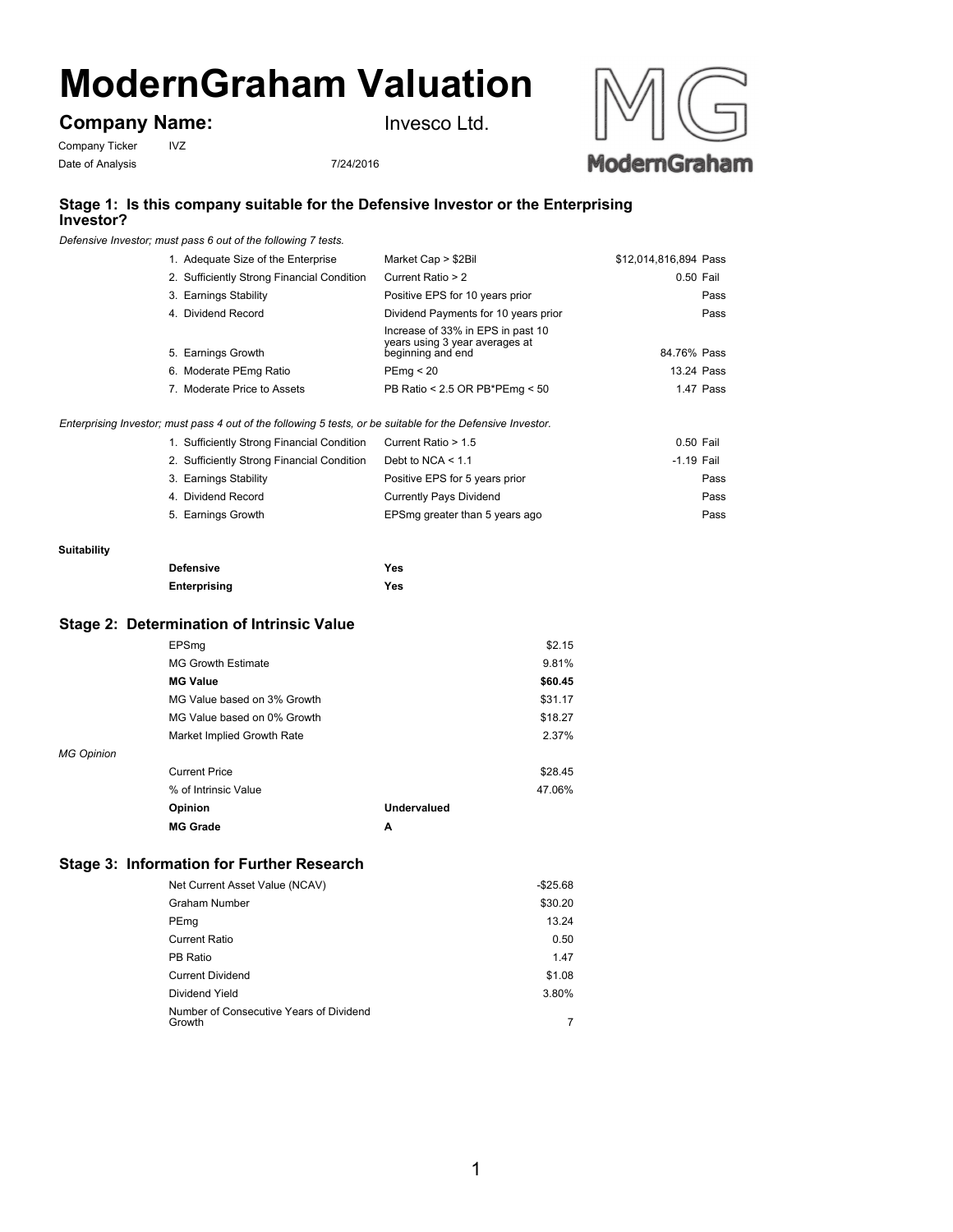# ModernGraham Valuation

## Company Name: Invesco Ltd.

Company Ticker IVZ

Date of Analysis 7/24/2016

### Stage 1: Is this company suitable for the Defensive Investor or the Enterprising Investor?

*Defensive Investor; must pass 6 out of the following 7 tests.*

| Test | Criterion | Value | Result |
|---|---|---|---|
| 1. Adequate Size of the Enterprise | Market Cap > $2Bil | $12,014,816,894 | Pass |
| 2. Sufficiently Strong Financial Condition | Current Ratio > 2 | 0.50 | Fail |
| 3. Earnings Stability | Positive EPS for 10 years prior | | Pass |
| 4. Dividend Record | Dividend Payments for 10 years prior | | Pass |
| 5. Earnings Growth | Increase of 33% in EPS in past 10 years using 3 year averages at beginning and end | 84.76% | Pass |
| 6. Moderate PEmg Ratio | PEmg < 20 | 13.24 | Pass |
| 7. Moderate Price to Assets | PB Ratio < 2.5 OR PB*PEmg < 50 | 1.47 | Pass |

*Enterprising Investor; must pass 4 out of the following 5 tests, or be suitable for the Defensive Investor.*

| Test | Criterion | Value | Result |
|---|---|---|---|
| 1. Sufficiently Strong Financial Condition | Current Ratio > 1.5 | 0.50 | Fail |
| 2. Sufficiently Strong Financial Condition | Debt to NCA < 1.1 | -1.19 | Fail |
| 3. Earnings Stability | Positive EPS for 5 years prior | | Pass |
| 4. Dividend Record | Currently Pays Dividend | | Pass |
| 5. Earnings Growth | EPSmg greater than 5 years ago | | Pass |

**Suitability**

| | |
|---|---|
| **Defensive** | **Yes** |
| **Enterprising** | **Yes** |

### Stage 2: Determination of Intrinsic Value

| | | |
|---|---|---|
| EPSmg | | $2.15 |
| MG Growth Estimate | | 9.81% |
| **MG Value** | | **$60.45** |
| MG Value based on 3% Growth | | $31.17 |
| MG Value based on 0% Growth | | $18.27 |
| Market Implied Growth Rate | | 2.37% |

*MG Opinion*

| | | |
|---|---|---|
| Current Price | | $28.45 |
| % of Intrinsic Value | | 47.06% |
| **Opinion** | **Undervalued** | |
| **MG Grade** | **A** | |

### Stage 3: Information for Further Research

| | |
|---|---|
| Net Current Asset Value (NCAV) | -$25.68 |
| Graham Number | $30.20 |
| PEmg | 13.24 |
| Current Ratio | 0.50 |
| PB Ratio | 1.47 |
| Current Dividend | $1.08 |
| Dividend Yield | 3.80% |
| Number of Consecutive Years of Dividend Growth | 7 |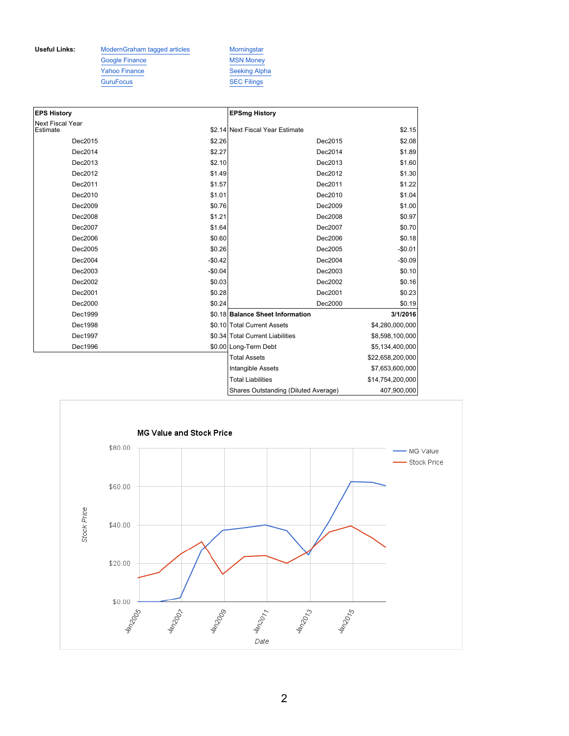**Useful Links:**

- ModernGraham tagged articles
- Google Finance
- Yahoo Finance
- GuruFocus
- Morningstar
- MSN Money
- Seeking Alpha
- SEC Filings

| **EPS History** | |
|---|---|
| Next Fiscal Year Estimate | $2.14 |
| Dec2015 | $2.26 |
| Dec2014 | $2.27 |
| Dec2013 | $2.10 |
| Dec2012 | $1.49 |
| Dec2011 | $1.57 |
| Dec2010 | $1.01 |
| Dec2009 | $0.76 |
| Dec2008 | $1.21 |
| Dec2007 | $1.64 |
| Dec2006 | $0.60 |
| Dec2005 | $0.26 |
| Dec2004 | -$0.42 |
| Dec2003 | -$0.04 |
| Dec2002 | $0.03 |
| Dec2001 | $0.28 |
| Dec2000 | $0.24 |
| Dec1999 | $0.18 |
| Dec1998 | $0.10 |
| Dec1997 | $0.34 |
| Dec1996 | $0.00 |

| **EPSmg History** | |
|---|---|
| Next Fiscal Year Estimate | $2.15 |
| Dec2015 | $2.08 |
| Dec2014 | $1.89 |
| Dec2013 | $1.60 |
| Dec2012 | $1.30 |
| Dec2011 | $1.22 |
| Dec2010 | $1.04 |
| Dec2009 | $1.00 |
| Dec2008 | $0.97 |
| Dec2007 | $0.70 |
| Dec2006 | $0.18 |
| Dec2005 | -$0.01 |
| Dec2004 | -$0.09 |
| Dec2003 | $0.10 |
| Dec2002 | $0.16 |
| Dec2001 | $0.23 |
| Dec2000 | $0.19 |

| **Balance Sheet Information** | **3/1/2016** |
|---|---|
| Total Current Assets | $4,280,000,000 |
| Total Current Liabilities | $8,598,100,000 |
| Long-Term Debt | $5,134,400,000 |
| Total Assets | $22,658,200,000 |
| Intangible Assets | $7,653,600,000 |
| Total Liabilities | $14,754,200,000 |
| Shares Outstanding (Diluted Average) | 407,900,000 |

**MG Value and Stock Price**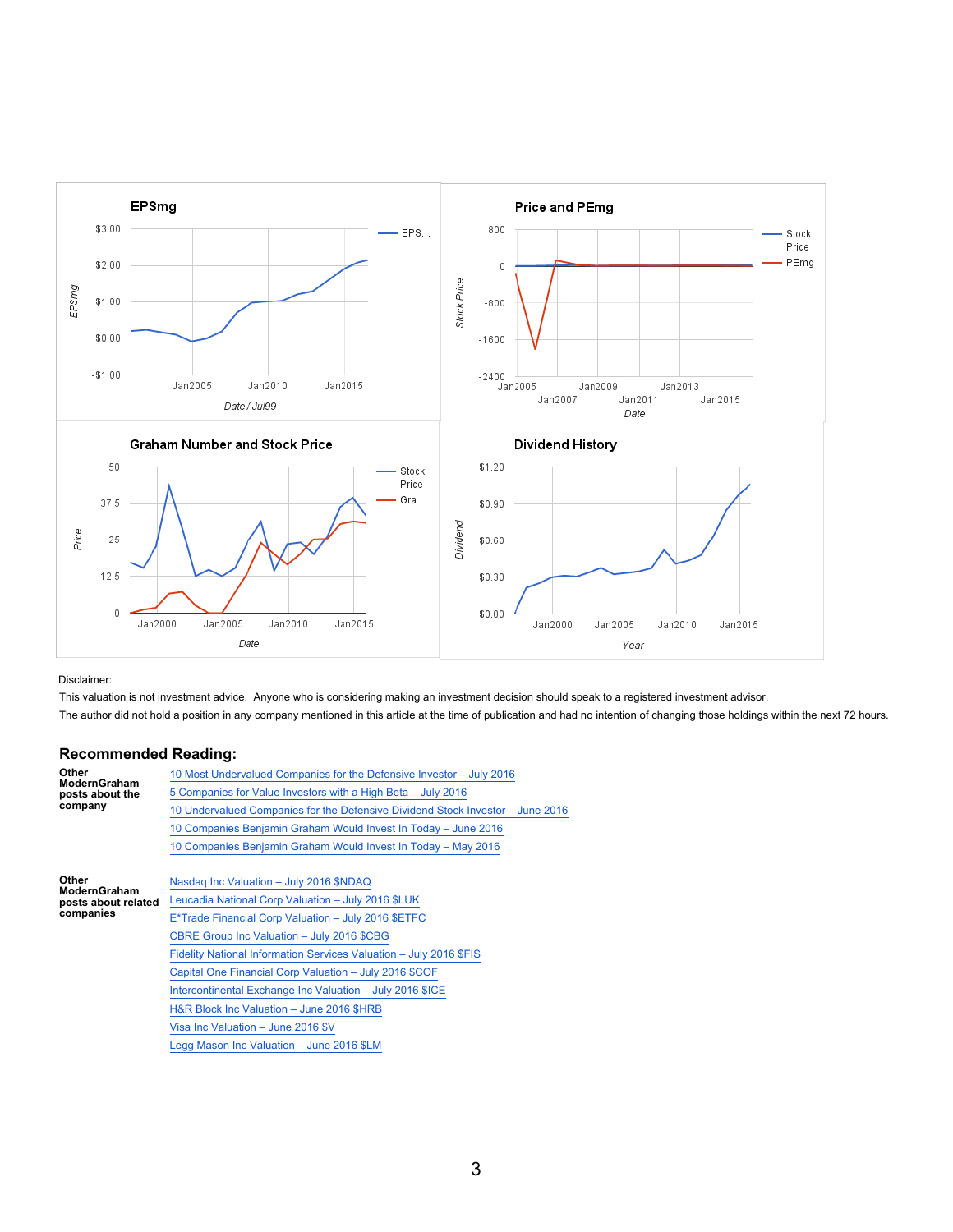EPSmg

$3.00
$2.00
$1.00
$0.00
-$1.00

EPSmg

Jan2005 Jan2010 Jan2015

Date / Jul99

EPS...

Price and PEmg

800
0
-800
-1600
-2400

Stock Price

Jan2005 Jan2007 Jan2009 Jan2011 Jan2013 Jan2015

Date

Stock Price
PEmg

Graham Number and Stock Price

50
37.5
25
12.5
0

Price

Jan2000 Jan2005 Jan2010 Jan2015

Date

Stock Price
Gra...

Dividend History

$1.20
$0.90
$0.60
$0.30
$0.00

Dividend

Jan2000 Jan2005 Jan2010 Jan2015

Year

Disclaimer:

This valuation is not investment advice. Anyone who is considering making an investment decision should speak to a registered investment advisor.

The author did not hold a position in any company mentioned in this article at the time of publication and had no intention of changing those holdings within the next 72 hours.

## Recommended Reading:

**Other ModernGraham posts about the company**

- 10 Most Undervalued Companies for the Defensive Investor – July 2016
- 5 Companies for Value Investors with a High Beta – July 2016
- 10 Undervalued Companies for the Defensive Dividend Stock Investor – June 2016
- 10 Companies Benjamin Graham Would Invest In Today – June 2016
- 10 Companies Benjamin Graham Would Invest In Today – May 2016

**Other ModernGraham posts about related companies**

- Nasdaq Inc Valuation – July 2016 $NDAQ
- Leucadia National Corp Valuation – July 2016 $LUK
- E*Trade Financial Corp Valuation – July 2016 $ETFC
- CBRE Group Inc Valuation – July 2016 $CBG
- Fidelity National Information Services Valuation – July 2016 $FIS
- Capital One Financial Corp Valuation – July 2016 $COF
- Intercontinental Exchange Inc Valuation – July 2016 $ICE
- H&R Block Inc Valuation – June 2016 $HRB
- Visa Inc Valuation – June 2016 $V
- Legg Mason Inc Valuation – June 2016 $LM